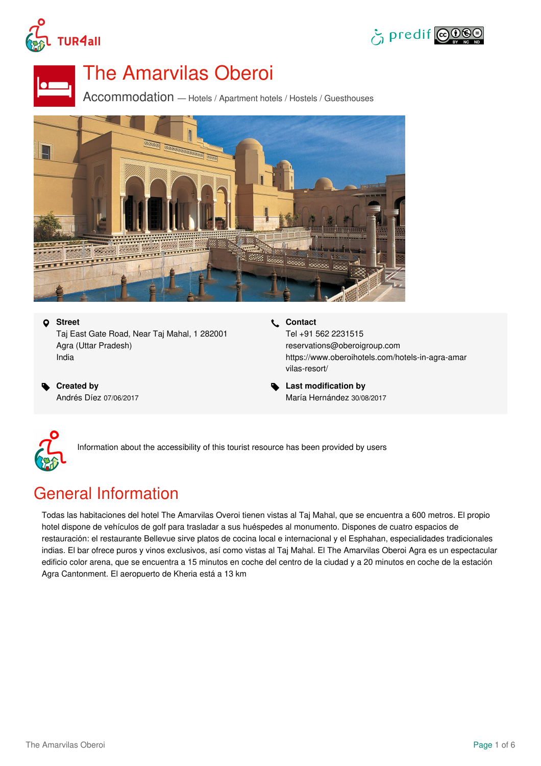# The Amarvilas Oberoi

Accommodation — Hotels / Apartment hotels / Hostels / Guesthouses

**Street**
Taj East Gate Road, Near Taj Mahal, 1 282001
Agra (Uttar Pradesh)
India

**Contact**
Tel +91 562 2231515
reservations@oberoigroup.com
https://www.oberoihotels.com/hotels-in-agra-amarvilas-resort/

**Created by**
Andrés Díez 07/06/2017

**Last modification by**
María Hernández 30/08/2017

Information about the accessibility of this tourist resource has been provided by users

## General Information

Todas las habitaciones del hotel The Amarvilas Overoi tienen vistas al Taj Mahal, que se encuentra a 600 metros. El propio hotel dispone de vehículos de golf para trasladar a sus huéspedes al monumento. Dispones de cuatro espacios de restauración: el restaurante Bellevue sirve platos de cocina local e internacional y el Esphahan, especialidades tradicionales indias. El bar ofrece puros y vinos exclusivos, así como vistas al Taj Mahal. El The Amarvilas Oberoi Agra es un espectacular edificio color arena, que se encuentra a 15 minutos en coche del centro de la ciudad y a 20 minutos en coche de la estación Agra Cantonment. El aeropuerto de Kheria está a 13 km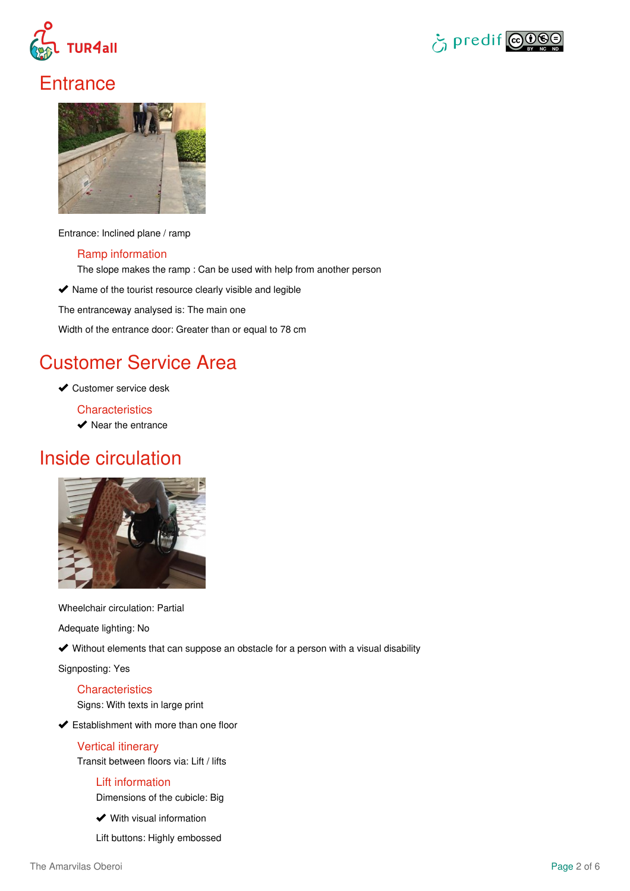# Entrance

Entrance: Inclined plane / ramp

### Ramp information

The slope makes the ramp : Can be used with help from another person

✔ Name of the tourist resource clearly visible and legible

The entranceway analysed is: The main one

Width of the entrance door: Greater than or equal to 78 cm

# Customer Service Area

✔ Customer service desk

### Characteristics

✔ Near the entrance

# Inside circulation

Wheelchair circulation: Partial

Adequate lighting: No

✔ Without elements that can suppose an obstacle for a person with a visual disability

Signposting: Yes

### Characteristics

Signs: With texts in large print

✔ Establishment with more than one floor

### Vertical itinerary

Transit between floors via: Lift / lifts

#### Lift information

Dimensions of the cubicle: Big

✔ With visual information

Lift buttons: Highly embossed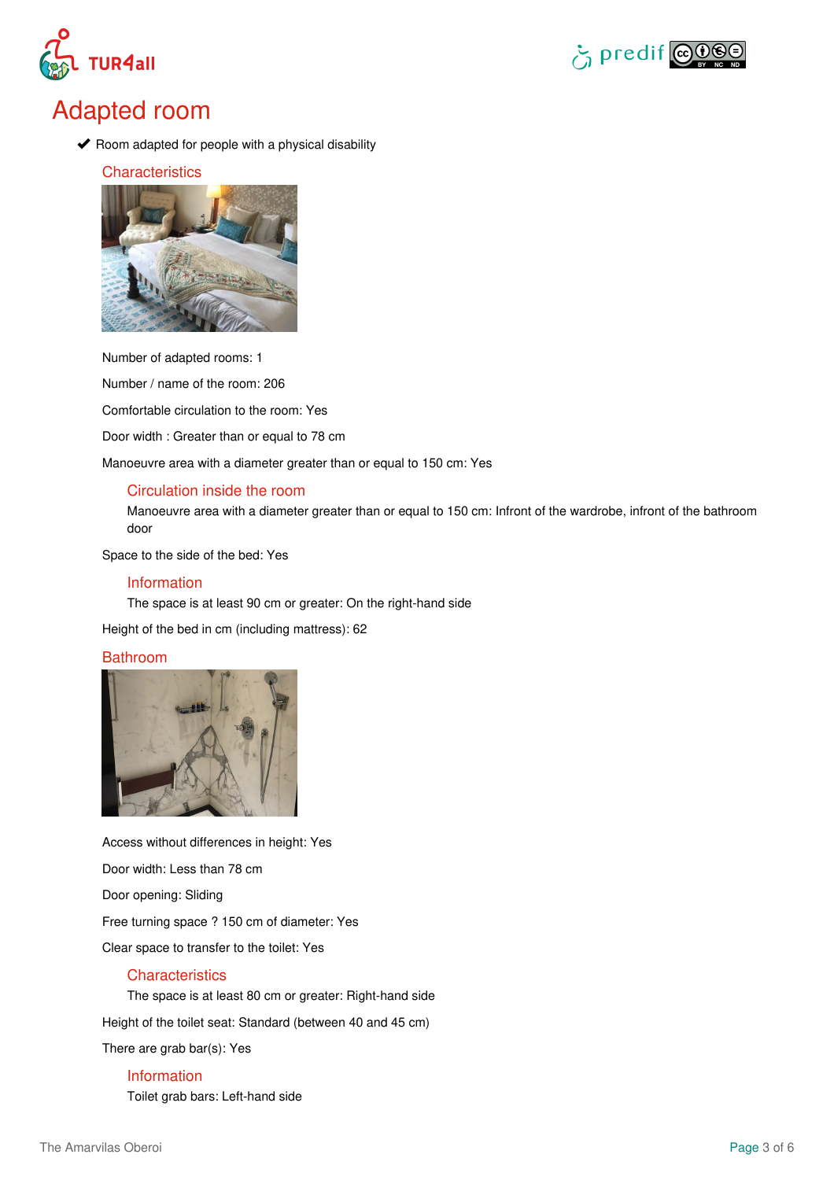# Adapted room

- ✔ Room adapted for people with a physical disability

## Characteristics

Number of adapted rooms: 1

Number / name of the room: 206

Comfortable circulation to the room: Yes

Door width : Greater than or equal to 78 cm

Manoeuvre area with a diameter greater than or equal to 150 cm: Yes

### Circulation inside the room

Manoeuvre area with a diameter greater than or equal to 150 cm: Infront of the wardrobe, infront of the bathroom door

Space to the side of the bed: Yes

### Information

The space is at least 90 cm or greater: On the right-hand side

Height of the bed in cm (including mattress): 62

## Bathroom

Access without differences in height: Yes

Door width: Less than 78 cm

Door opening: Sliding

Free turning space ? 150 cm of diameter: Yes

Clear space to transfer to the toilet: Yes

### Characteristics

The space is at least 80 cm or greater: Right-hand side

Height of the toilet seat: Standard (between 40 and 45 cm)

There are grab bar(s): Yes

### Information

Toilet grab bars: Left-hand side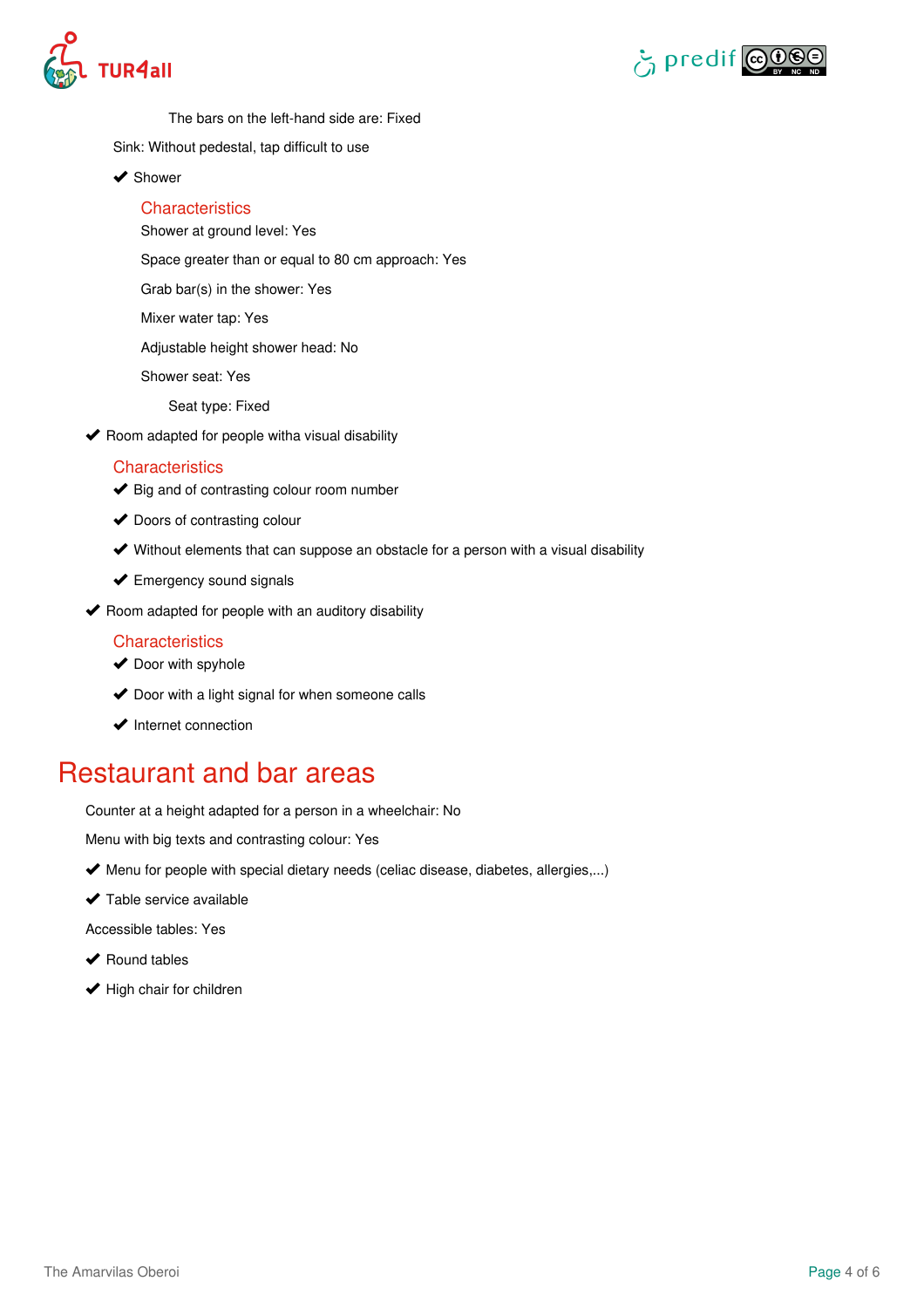The bars on the left-hand side are: Fixed

Sink: Without pedestal, tap difficult to use

- ✔ Shower

  Characteristics

  Shower at ground level: Yes

  Space greater than or equal to 80 cm approach: Yes

  Grab bar(s) in the shower: Yes

  Mixer water tap: Yes

  Adjustable height shower head: No

  Shower seat: Yes

  Seat type: Fixed

- ✔ Room adapted for people witha visual disability

  Characteristics

  - ✔ Big and of contrasting colour room number
  - ✔ Doors of contrasting colour
  - ✔ Without elements that can suppose an obstacle for a person with a visual disability
  - ✔ Emergency sound signals

- ✔ Room adapted for people with an auditory disability

  Characteristics

  - ✔ Door with spyhole
  - ✔ Door with a light signal for when someone calls
  - ✔ Internet connection

# Restaurant and bar areas

Counter at a height adapted for a person in a wheelchair: No

Menu with big texts and contrasting colour: Yes

- ✔ Menu for people with special dietary needs (celiac disease, diabetes, allergies,...)
- ✔ Table service available

Accessible tables: Yes

- ✔ Round tables
- ✔ High chair for children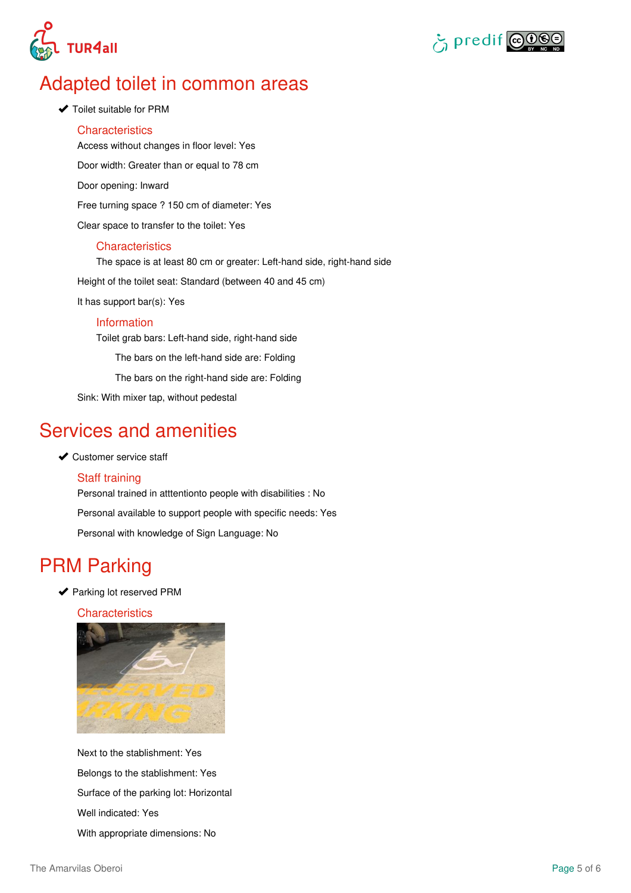# Adapted toilet in common areas

✔ Toilet suitable for PRM

## Characteristics

Access without changes in floor level: Yes

Door width: Greater than or equal to 78 cm

Door opening: Inward

Free turning space ? 150 cm of diameter: Yes

Clear space to transfer to the toilet: Yes

### Characteristics

The space is at least 80 cm or greater: Left-hand side, right-hand side

Height of the toilet seat: Standard (between 40 and 45 cm)

It has support bar(s): Yes

### Information

Toilet grab bars: Left-hand side, right-hand side

The bars on the left-hand side are: Folding

The bars on the right-hand side are: Folding

Sink: With mixer tap, without pedestal

# Services and amenities

✔ Customer service staff

## Staff training

Personal trained in atttentionto people with disabilities : No

Personal available to support people with specific needs: Yes

Personal with knowledge of Sign Language: No

# PRM Parking

✔ Parking lot reserved PRM

## Characteristics

Next to the stablishment: Yes

Belongs to the stablishment: Yes

Surface of the parking lot: Horizontal

Well indicated: Yes

With appropriate dimensions: No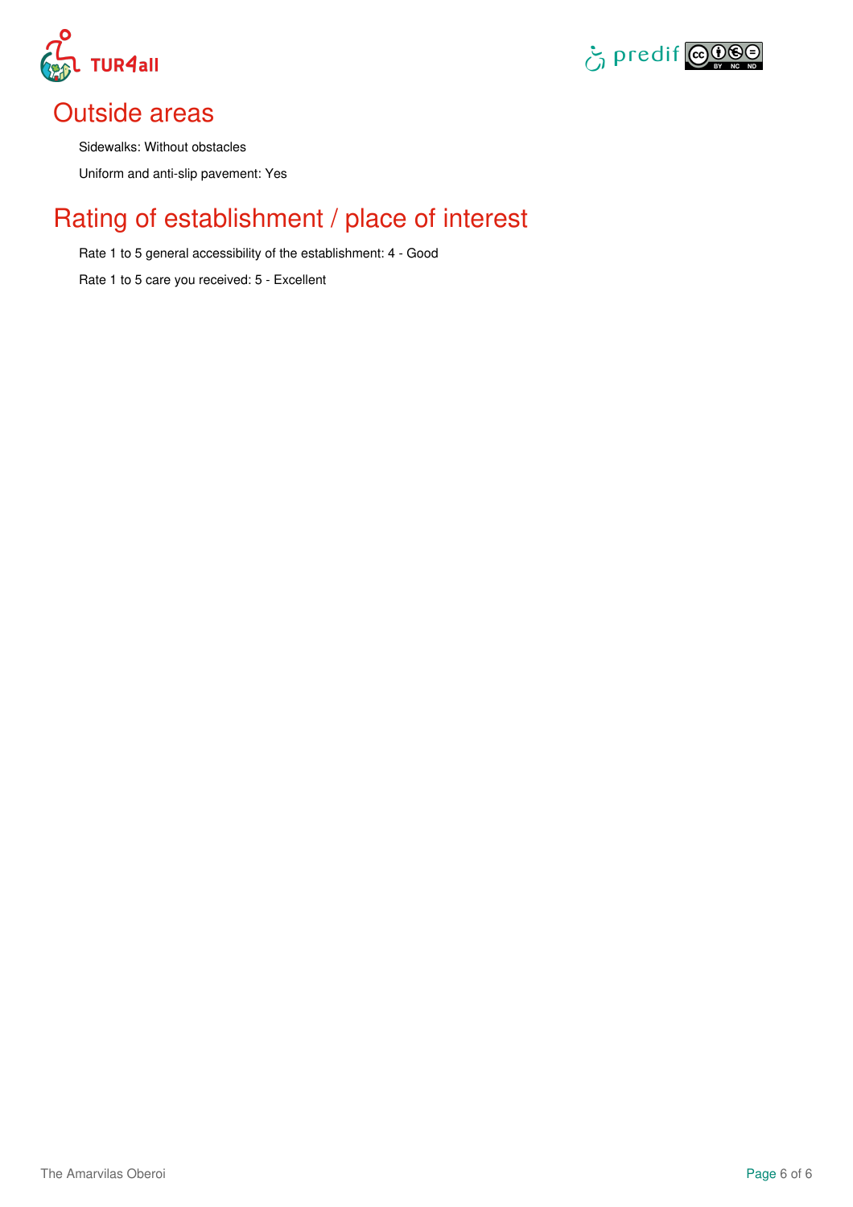## Outside areas

Sidewalks: Without obstacles

Uniform and anti-slip pavement: Yes

## Rating of establishment / place of interest

Rate 1 to 5 general accessibility of the establishment: 4 - Good

Rate 1 to 5 care you received: 5 - Excellent